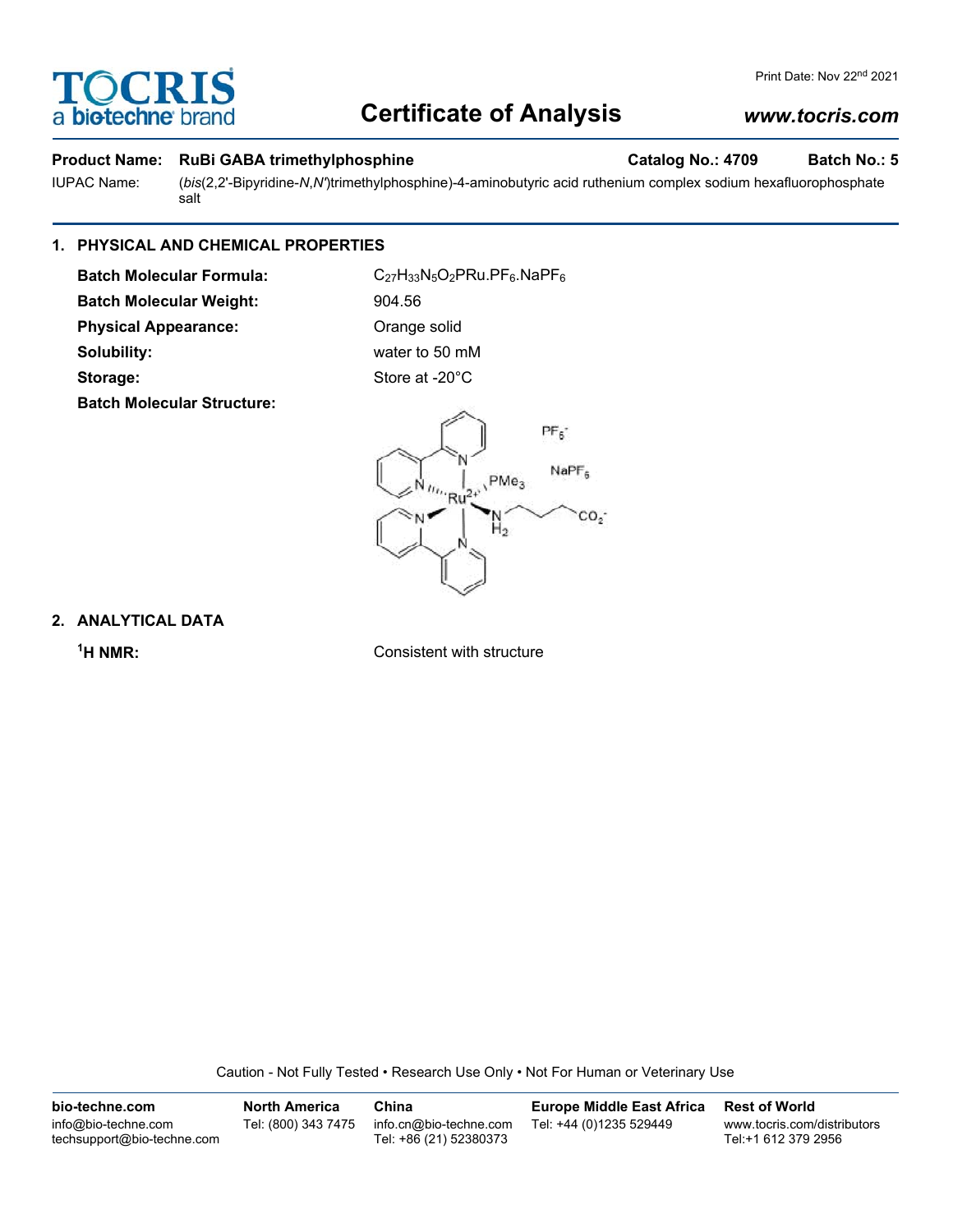# Certificate of Analysis

**Product Name:** RuBi GABA trimethylphosphine **Catalog No.:** 4709 **Batch No.:** 5

IUPAC Name: (*bis*(2,2'-Bipyridine-*N*,*N'*)trimethylphosphine)-4-aminobutyric acid ruthenium complex sodium hexafluorophosphate salt

## 1. PHYSICAL AND CHEMICAL PROPERTIES

**Batch Molecular Formula:** $C_{27}H_{33}N_5O_2PRu.PF_6.NaPF_6$

**Batch Molecular Weight:** 904.56

**Physical Appearance:** Orange solid

**Solubility:** water to 50 mM

**Storage:** Store at -20°C

**Batch Molecular Structure:**

## 2. ANALYTICAL DATA

**$^1$H NMR:** Consistent with structure

Caution - Not Fully Tested • Research Use Only • Not For Human or Veterinary Use

| bio-techne.com | North America | China | Europe Middle East Africa | Rest of World |
| --- | --- | --- | --- | --- |
| info@bio-techne.com techsupport@bio-techne.com | Tel: (800) 343 7475 | info.cn@bio-techne.com Tel: +86 (21) 52380373 | Tel: +44 (0)1235 529449 | www.tocris.com/distributors Tel:+1 612 379 2956 |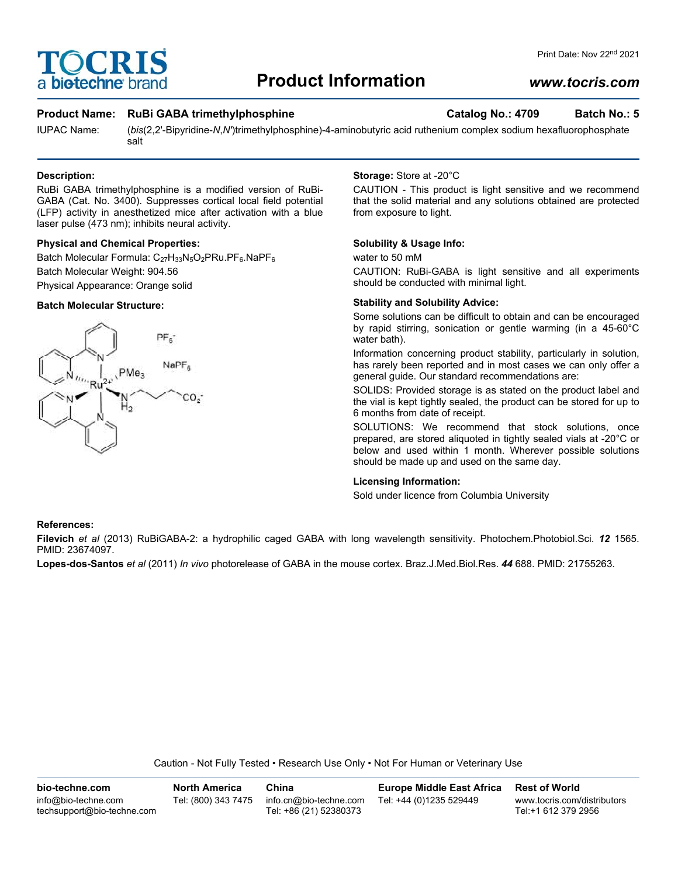# TOCRIS a bio-techne brand

# Product Information

*www.tocris.com*

Print Date: Nov 22nd 2021

**Product Name: RuBi GABA trimethylphosphine** **Catalog No.: 4709** **Batch No.: 5**

IUPAC Name: (*bis*(2,2'-Bipyridine-*N*,*N'*)trimethylphosphine)-4-aminobutyric acid ruthenium complex sodium hexafluorophosphate salt

### Description:

RuBi GABA trimethylphosphine is a modified version of RuBi-GABA (Cat. No. 3400). Suppresses cortical local field potential (LFP) activity in anesthetized mice after activation with a blue laser pulse (473 nm); inhibits neural activity.

### Physical and Chemical Properties:

Batch Molecular Formula: $C_{27}H_{33}N_5O_2PRu.PF_6.NaPF_6$

Batch Molecular Weight: 904.56

Physical Appearance: Orange solid

### Batch Molecular Structure:

$PF_6^-$

$NaPF_6$

$PMe_3$

$Ru^{2+}$

N

$H_2$

$CO_2^-$

### Storage: Store at -20°C

CAUTION - This product is light sensitive and we recommend that the solid material and any solutions obtained are protected from exposure to light.

### Solubility & Usage Info:

water to 50 mM

CAUTION: RuBi-GABA is light sensitive and all experiments should be conducted with minimal light.

### Stability and Solubility Advice:

Some solutions can be difficult to obtain and can be encouraged by rapid stirring, sonication or gentle warming (in a 45-60°C water bath).

Information concerning product stability, particularly in solution, has rarely been reported and in most cases we can only offer a general guide. Our standard recommendations are:

SOLIDS: Provided storage is as stated on the product label and the vial is kept tightly sealed, the product can be stored for up to 6 months from date of receipt.

SOLUTIONS: We recommend that stock solutions, once prepared, are stored aliquoted in tightly sealed vials at -20°C or below and used within 1 month. Wherever possible solutions should be made up and used on the same day.

### Licensing Information:

Sold under licence from Columbia University

### References:

**Filevich** *et al* (2013) RuBiGABA-2: a hydrophilic caged GABA with long wavelength sensitivity. Photochem.Photobiol.Sci. ***12*** 1565. PMID: 23674097.

**Lopes-dos-Santos** *et al* (2011) *In vivo* photorelease of GABA in the mouse cortex. Braz.J.Med.Biol.Res. ***44*** 688. PMID: 21755263.

Caution - Not Fully Tested • Research Use Only • Not For Human or Veterinary Use

| **bio-techne.com** | **North America** | **China** | **Europe Middle East Africa** | **Rest of World** |
|---|---|---|---|---|
| info@bio-techne.com techsupport@bio-techne.com | Tel: (800) 343 7475 | info.cn@bio-techne.com Tel: +86 (21) 52380373 | Tel: +44 (0)1235 529449 | www.tocris.com/distributors Tel:+1 612 379 2956 |